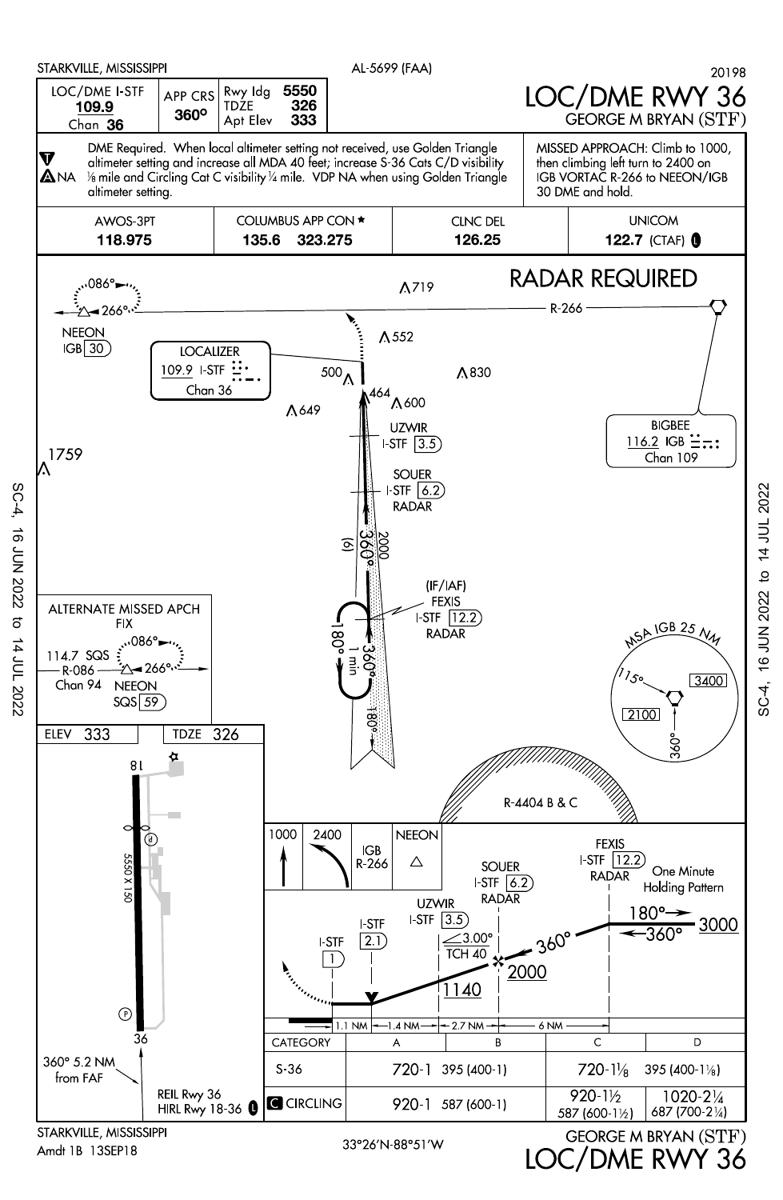STARKVILLE, MISSISSIPPI — AL-5699 (FAA) — 20198

# LOC/DME RWY 36
## GEORGE M BRYAN (STF)

| LOC/DME I-STF | APP CRS | Rwy Idg | 5550 |
|---|---|---|---|
| **109.9** Chan **36** | **360°** | TDZE | **326** |
| | | Apt Elev | **333** |

DME Required. When local altimeter setting not received, use Golden Triangle altimeter setting and increase all MDA 40 feet; increase S-36 Cats C/D visibility ⅛ mile and Circling Cat C visibility ¼ mile. VDP NA when using Golden Triangle altimeter setting.

T, A NA

MISSED APPROACH: Climb to 1000, then climbing left turn to 2400 on IGB VORTAC R-266 to NEEON/IGB 30 DME and hold.

| AWOS-3PT | COLUMBUS APP CON ★ | CLNC DEL | UNICOM |
|---|---|---|---|
| **118.975** | **135.6 323.275** | **126.25** | **122.7** (CTAF) L |

RADAR REQUIRED

NEEON IGB 30; 086°, 266°; R-266; 719; 552; 830; 500; 464; 600; 649; 1759

LOCALIZER 109.9 I-STF Chan 36

BIGBEE 116.2 IGB Chan 109

UZWIR I-STF 3.5

SOUER I-STF 6.2 RADAR

360° (6) 2000

(IF/IAF) FEXIS I-STF 12.2 RADAR

180° 1 min 360°; 180°

ALTERNATE MISSED APCH FIX: 114.7 SQS R-086 Chan 94; NEEON SQS 59; 086°, 266°

MSA IGB 25 NM: 115°, 3400, 2100, 360°

R-4404 B & C

ELEV 333 — TDZE 326

Runway 18-36: 5550 X 150

360° 5.2 NM from FAF

REIL Rwy 36; HIRL Rwy 18-36 L

Missed approach: 1000 — 2400 — IGB R-266 — NEEON

Profile: FEXIS I-STF 12.2 RADAR; One Minute Holding Pattern; 180°, 360°; 3000; 360°; SOUER I-STF 6.2 RADAR; 2000; UZWIR I-STF 3.5; 3.00° TCH 40; 1140; I-STF 2.1; I-STF 1

1.1 NM — 1.4 NM — 2.7 NM — 6 NM

| CATEGORY | A | B | C | D |
|---|---|---|---|---|
| S-36 | 720-1 395 (400-1) | | 720-1⅛ 395 (400-1⅛) | |
| C CIRCLING | 920-1 587 (600-1) | | 920-1½ 587 (600-1½) | 1020-2¼ 687 (700-2¼) |

STARKVILLE, MISSISSIPPI — Amdt 1B 13SEP18 — 33°26′N-88°51′W — GEORGE M BRYAN (STF) LOC/DME RWY 36

SC-4, 16 JUN 2022 to 14 JUL 2022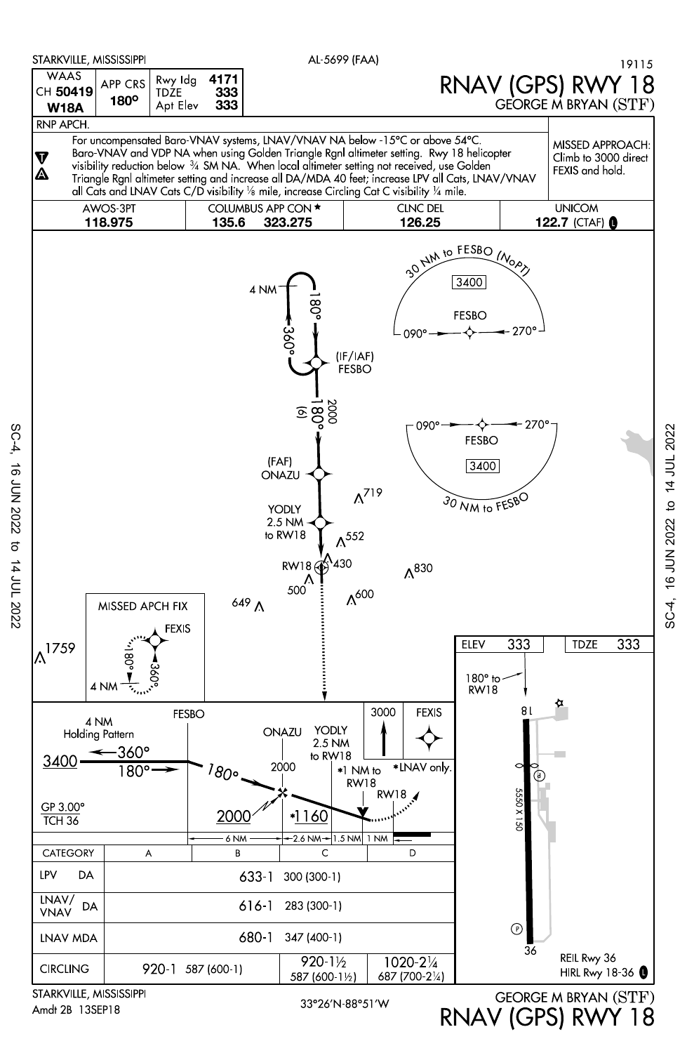STARKVILLE, MISSISSIPPI — AL-5699 (FAA) — 19115

# RNAV (GPS) RWY 18

## GEORGE M BRYAN (STF)

| WAAS CH 50419 W18A | APP CRS 180° | Rwy ldg 4171 | TDZE 333 | Apt Elev 333 |
|---|---|---|---|---|

RNP APCH.

For uncompensated Baro-VNAV systems, LNAV/VNAV NA below -15°C or above 54°C. Baro-VNAV and VDP NA when using Golden Triangle Rgnl altimeter setting. Rwy 18 helicopter visibility reduction below ¾ SM NA. When local altimeter setting not received, use Golden Triangle Rgnl altimeter setting and increase all DA/MDA 40 feet; increase LPV all Cats, LNAV/VNAV all Cats and LNAV Cats C/D visibility ⅛ mile, increase Circling Cat C visibility ¼ mile.

MISSED APPROACH: Climb to 3000 direct FEXIS and hold.

| AWOS-3PT | COLUMBUS APP CON ★ | CLNC DEL | UNICOM |
|---|---|---|---|
| 118.975 | 135.6 323.275 | 126.25 | 122.7 (CTAF) |

**Plan view:** 30 NM to FESBO (NoPT) — 3400; FESBO 090° / 270°; 30 NM to FESBO — 3400. Holding 4 NM, 180°/360° at (IF/IAF) FESBO. 180° (6) 2000 to (FAF) ONAZU. YODLY 2.5 NM to RW18. RW18. Obstacles: 719, 552, 430, 830, 500, 600, 649, 1759. MISSED APCH FIX: FEXIS, 4 NM hold 180°/360°.

**Profile view:** FESBO 4 NM Holding Pattern 360°/180°, 3400. 180°, 2000. ONAZU 2000. YODLY 2.5 NM to RW18. *1 NM to RW18. *1160. GP 3.00° TCH 36. RW18. 3000 FEXIS. *LNAV only. Distances: 6 NM, 2.6 NM, 1.5 NM, 1 NM.

| CATEGORY | A | B | C | D |
|---|---|---|---|---|
| LPV DA | 633-1 300 (300-1) | | | |
| LNAV/VNAV DA | 616-1 283 (300-1) | | | |
| LNAV MDA | 680-1 347 (400-1) | | | |
| CIRCLING | 920-1 587 (600-1) | | 920-1½ 587 (600-1½) | 1020-2¼ 687 (700-2¼) |

**Airport diagram:** ELEV 333, TDZE 333. 180° to RW18. Rwy 8, 36. 5550 X 150. REIL Rwy 36. HIRL Rwy 18-36.

STARKVILLE, MISSISSIPPI — Amdt 2B 13SEP18 — 33°26′N-88°51′W — GEORGE M BRYAN (STF) RNAV (GPS) RWY 18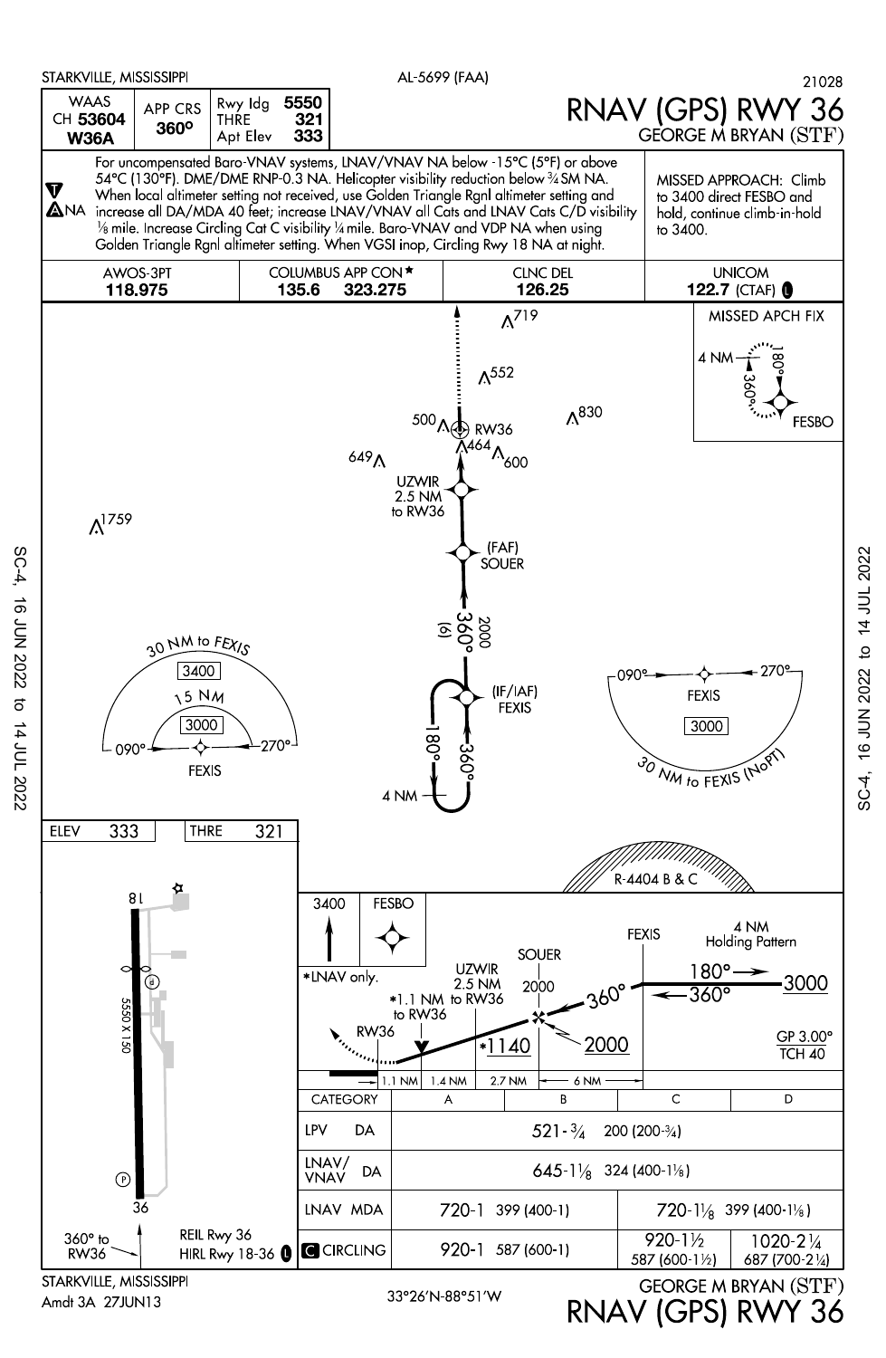STARKVILLE, MISSISSIPPI

AL-5699 (FAA)

21028

# RNAV (GPS) RWY 36

GEORGE M BRYAN (STF)

| WAAS CH 53604 W36A | APP CRS 360° | Rwy Idg 5550 THRE 321 Apt Elev 333 |
|---|---|---|

For uncompensated Baro-VNAV systems, LNAV/VNAV NA below -15°C (5°F) or above 54°C (130°F). DME/DME RNP-0.3 NA. Helicopter visibility reduction below ¾ SM NA. When local altimeter setting not received, use Golden Triangle Rgnl altimeter setting and increase all DA/MDA 40 feet; increase LNAV/VNAV all Cats and LNAV Cats C/D visibility ⅛ mile. Increase Circling Cat C visibility ¼ mile. Baro-VNAV and VDP NA when using Golden Triangle Rgnl altimeter setting. When VGSI inop, Circling Rwy 18 NA at night.

MISSED APPROACH: Climb to 3400 direct FESBO and hold, continue climb-in-hold to 3400.

| AWOS-3PT | COLUMBUS APP CON★ | CLNC DEL | UNICOM |
|---|---|---|---|
| 118.975 | 135.6 323.275 | 126.25 | 122.7 (CTAF) |

MISSED APCH FIX

4 NM

180°

360°

FESBO

719

552

500

RW36

830

464

600

649

UZWIR 2.5 NM to RW36

1759

(FAF) SOUER

360° (6)

2000

30 NM to FEXIS

3400

15 NM

3000

090°

270°

FEXIS

(IF/IAF) FEXIS

180°

360°

4 NM

090°

270°

FEXIS

3000

30 NM to FEXIS (NoPT)

R-4404 B & C

| ELEV | 333 | THRE | 321 |
|---|---|---|---|

18

5550 X 150

36

360° to RW36

REIL Rwy 36

HIRL Rwy 18-36

3400

FESBO

*LNAV only.

*1.1 NM to RW36

UZWIR 2.5 NM to RW36

SOUER 2000

360°

FEXIS

4 NM Holding Pattern

180°

360°

3000

RW36

*1140

2000

GP 3.00° TCH 40

1.1 NM | 1.4 NM | 2.7 NM | 6 NM

| CATEGORY | A | B | C | D |
|---|---|---|---|---|
| LPV DA | 521-¾ 200 (200-¾) | | | |
| LNAV/VNAV DA | 645-1⅛ 324 (400-1⅛) | | | |
| LNAV MDA | 720-1 399 (400-1) | | 720-1⅛ 399 (400-1⅛) | |
| CIRCLING | 920-1 587 (600-1) | | 920-1½ 587 (600-1½) | 1020-2¼ 687 (700-2¼) |

STARKVILLE, MISSISSIPPI

Amdt 3A 27JUN13

33°26'N-88°51'W

GEORGE M BRYAN (STF)

RNAV (GPS) RWY 36